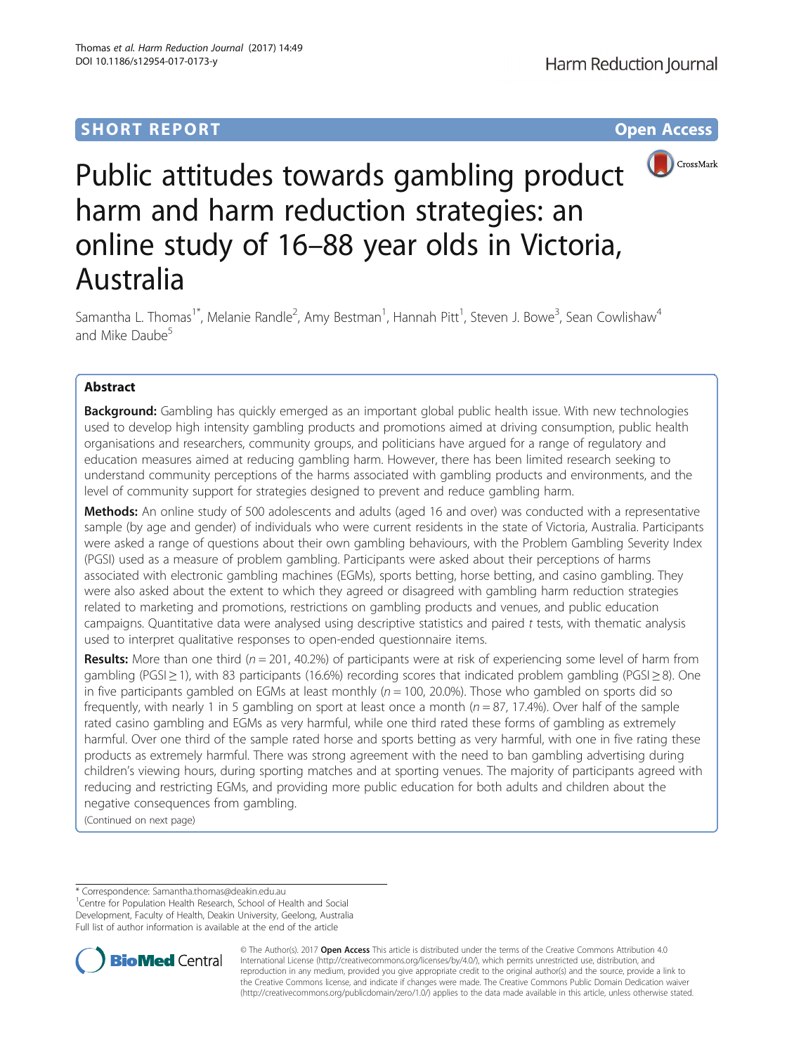SHORT REPORT

Open Access

# Public attitudes towards gambling product harm and harm reduction strategies: an online study of 16–88 year olds in Victoria, Australia

Samantha L. Thomas[1*], Melanie Randle[2], Amy Bestman[1], Hannah Pitt[1], Steven J. Bowe[3], Sean Cowlishaw[4] and Mike Daube[5]

## Abstract

**Background:** Gambling has quickly emerged as an important global public health issue. With new technologies used to develop high intensity gambling products and promotions aimed at driving consumption, public health organisations and researchers, community groups, and politicians have argued for a range of regulatory and education measures aimed at reducing gambling harm. However, there has been limited research seeking to understand community perceptions of the harms associated with gambling products and environments, and the level of community support for strategies designed to prevent and reduce gambling harm.

**Methods:** An online study of 500 adolescents and adults (aged 16 and over) was conducted with a representative sample (by age and gender) of individuals who were current residents in the state of Victoria, Australia. Participants were asked a range of questions about their own gambling behaviours, with the Problem Gambling Severity Index (PGSI) used as a measure of problem gambling. Participants were asked about their perceptions of harms associated with electronic gambling machines (EGMs), sports betting, horse betting, and casino gambling. They were also asked about the extent to which they agreed or disagreed with gambling harm reduction strategies related to marketing and promotions, restrictions on gambling products and venues, and public education campaigns. Quantitative data were analysed using descriptive statistics and paired *t* tests, with thematic analysis used to interpret qualitative responses to open-ended questionnaire items.

**Results:** More than one third ($n = 201$, 40.2%) of participants were at risk of experiencing some level of harm from gambling (PGSI ≥ 1), with 83 participants (16.6%) recording scores that indicated problem gambling (PGSI ≥ 8). One in five participants gambled on EGMs at least monthly ($n = 100$, 20.0%). Those who gambled on sports did so frequently, with nearly 1 in 5 gambling on sport at least once a month ($n = 87$, 17.4%). Over half of the sample rated casino gambling and EGMs as very harmful, while one third rated these forms of gambling as extremely harmful. Over one third of the sample rated horse and sports betting as very harmful, with one in five rating these products as extremely harmful. There was strong agreement with the need to ban gambling advertising during children's viewing hours, during sporting matches and at sporting venues. The majority of participants agreed with reducing and restricting EGMs, and providing more public education for both adults and children about the negative consequences from gambling.

(Continued on next page)

---

\* Correspondence: Samantha.thomas@deakin.edu.au
[1]Centre for Population Health Research, School of Health and Social Development, Faculty of Health, Deakin University, Geelong, Australia
Full list of author information is available at the end of the article

© The Author(s). 2017 **Open Access** This article is distributed under the terms of the Creative Commons Attribution 4.0 International License (http://creativecommons.org/licenses/by/4.0/), which permits unrestricted use, distribution, and reproduction in any medium, provided you give appropriate credit to the original author(s) and the source, provide a link to the Creative Commons license, and indicate if changes were made. The Creative Commons Public Domain Dedication waiver (http://creativecommons.org/publicdomain/zero/1.0/) applies to the data made available in this article, unless otherwise stated.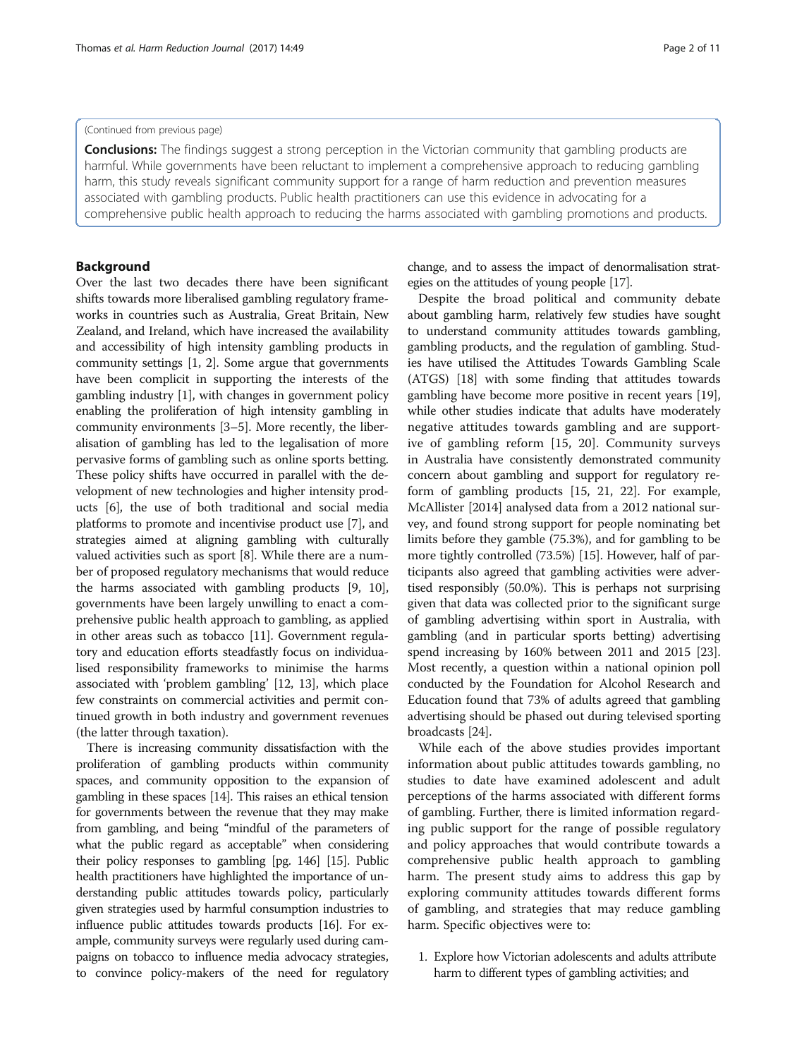(Continued from previous page)

**Conclusions:** The findings suggest a strong perception in the Victorian community that gambling products are harmful. While governments have been reluctant to implement a comprehensive approach to reducing gambling harm, this study reveals significant community support for a range of harm reduction and prevention measures associated with gambling products. Public health practitioners can use this evidence in advocating for a comprehensive public health approach to reducing the harms associated with gambling promotions and products.

## Background

Over the last two decades there have been significant shifts towards more liberalised gambling regulatory frameworks in countries such as Australia, Great Britain, New Zealand, and Ireland, which have increased the availability and accessibility of high intensity gambling products in community settings [1, 2]. Some argue that governments have been complicit in supporting the interests of the gambling industry [1], with changes in government policy enabling the proliferation of high intensity gambling in community environments [3–5]. More recently, the liberalisation of gambling has led to the legalisation of more pervasive forms of gambling such as online sports betting. These policy shifts have occurred in parallel with the development of new technologies and higher intensity products [6], the use of both traditional and social media platforms to promote and incentivise product use [7], and strategies aimed at aligning gambling with culturally valued activities such as sport [8]. While there are a number of proposed regulatory mechanisms that would reduce the harms associated with gambling products [9, 10], governments have been largely unwilling to enact a comprehensive public health approach to gambling, as applied in other areas such as tobacco [11]. Government regulatory and education efforts steadfastly focus on individualised responsibility frameworks to minimise the harms associated with 'problem gambling' [12, 13], which place few constraints on commercial activities and permit continued growth in both industry and government revenues (the latter through taxation).

There is increasing community dissatisfaction with the proliferation of gambling products within community spaces, and community opposition to the expansion of gambling in these spaces [14]. This raises an ethical tension for governments between the revenue that they may make from gambling, and being "mindful of the parameters of what the public regard as acceptable" when considering their policy responses to gambling [pg. 146] [15]. Public health practitioners have highlighted the importance of understanding public attitudes towards policy, particularly given strategies used by harmful consumption industries to influence public attitudes towards products [16]. For example, community surveys were regularly used during campaigns on tobacco to influence media advocacy strategies, to convince policy-makers of the need for regulatory change, and to assess the impact of denormalisation strategies on the attitudes of young people [17].

Despite the broad political and community debate about gambling harm, relatively few studies have sought to understand community attitudes towards gambling, gambling products, and the regulation of gambling. Studies have utilised the Attitudes Towards Gambling Scale (ATGS) [18] with some finding that attitudes towards gambling have become more positive in recent years [19], while other studies indicate that adults have moderately negative attitudes towards gambling and are supportive of gambling reform [15, 20]. Community surveys in Australia have consistently demonstrated community concern about gambling and support for regulatory reform of gambling products [15, 21, 22]. For example, McAllister [2014] analysed data from a 2012 national survey, and found strong support for people nominating bet limits before they gamble (75.3%), and for gambling to be more tightly controlled (73.5%) [15]. However, half of participants also agreed that gambling activities were advertised responsibly (50.0%). This is perhaps not surprising given that data was collected prior to the significant surge of gambling advertising within sport in Australia, with gambling (and in particular sports betting) advertising spend increasing by 160% between 2011 and 2015 [23]. Most recently, a question within a national opinion poll conducted by the Foundation for Alcohol Research and Education found that 73% of adults agreed that gambling advertising should be phased out during televised sporting broadcasts [24].

While each of the above studies provides important information about public attitudes towards gambling, no studies to date have examined adolescent and adult perceptions of the harms associated with different forms of gambling. Further, there is limited information regarding public support for the range of possible regulatory and policy approaches that would contribute towards a comprehensive public health approach to gambling harm. The present study aims to address this gap by exploring community attitudes towards different forms of gambling, and strategies that may reduce gambling harm. Specific objectives were to:

1. Explore how Victorian adolescents and adults attribute harm to different types of gambling activities; and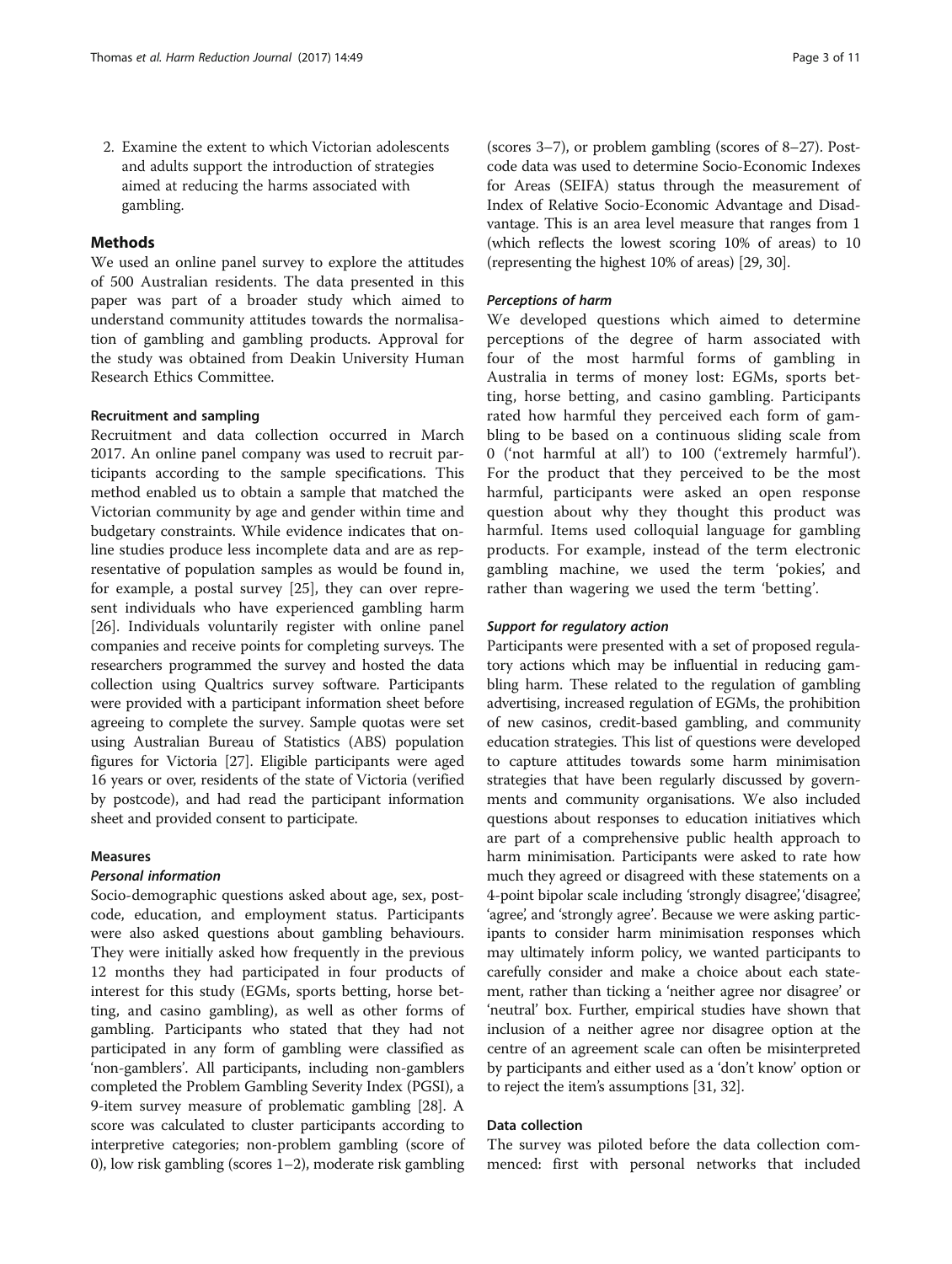2. Examine the extent to which Victorian adolescents and adults support the introduction of strategies aimed at reducing the harms associated with gambling.

## Methods

We used an online panel survey to explore the attitudes of 500 Australian residents. The data presented in this paper was part of a broader study which aimed to understand community attitudes towards the normalisation of gambling and gambling products. Approval for the study was obtained from Deakin University Human Research Ethics Committee.

### Recruitment and sampling

Recruitment and data collection occurred in March 2017. An online panel company was used to recruit participants according to the sample specifications. This method enabled us to obtain a sample that matched the Victorian community by age and gender within time and budgetary constraints. While evidence indicates that online studies produce less incomplete data and are as representative of population samples as would be found in, for example, a postal survey [25], they can over represent individuals who have experienced gambling harm [26]. Individuals voluntarily register with online panel companies and receive points for completing surveys. The researchers programmed the survey and hosted the data collection using Qualtrics survey software. Participants were provided with a participant information sheet before agreeing to complete the survey. Sample quotas were set using Australian Bureau of Statistics (ABS) population figures for Victoria [27]. Eligible participants were aged 16 years or over, residents of the state of Victoria (verified by postcode), and had read the participant information sheet and provided consent to participate.

### Measures

#### *Personal information*

Socio-demographic questions asked about age, sex, postcode, education, and employment status. Participants were also asked questions about gambling behaviours. They were initially asked how frequently in the previous 12 months they had participated in four products of interest for this study (EGMs, sports betting, horse betting, and casino gambling), as well as other forms of gambling. Participants who stated that they had not participated in any form of gambling were classified as 'non-gamblers'. All participants, including non-gamblers completed the Problem Gambling Severity Index (PGSI), a 9-item survey measure of problematic gambling [28]. A score was calculated to cluster participants according to interpretive categories; non-problem gambling (score of 0), low risk gambling (scores 1–2), moderate risk gambling (scores 3–7), or problem gambling (scores of 8–27). Postcode data was used to determine Socio-Economic Indexes for Areas (SEIFA) status through the measurement of Index of Relative Socio-Economic Advantage and Disadvantage. This is an area level measure that ranges from 1 (which reflects the lowest scoring 10% of areas) to 10 (representing the highest 10% of areas) [29, 30].

#### *Perceptions of harm*

We developed questions which aimed to determine perceptions of the degree of harm associated with four of the most harmful forms of gambling in Australia in terms of money lost: EGMs, sports betting, horse betting, and casino gambling. Participants rated how harmful they perceived each form of gambling to be based on a continuous sliding scale from 0 ('not harmful at all') to 100 ('extremely harmful'). For the product that they perceived to be the most harmful, participants were asked an open response question about why they thought this product was harmful. Items used colloquial language for gambling products. For example, instead of the term electronic gambling machine, we used the term 'pokies', and rather than wagering we used the term 'betting'.

#### *Support for regulatory action*

Participants were presented with a set of proposed regulatory actions which may be influential in reducing gambling harm. These related to the regulation of gambling advertising, increased regulation of EGMs, the prohibition of new casinos, credit-based gambling, and community education strategies. This list of questions were developed to capture attitudes towards some harm minimisation strategies that have been regularly discussed by governments and community organisations. We also included questions about responses to education initiatives which are part of a comprehensive public health approach to harm minimisation. Participants were asked to rate how much they agreed or disagreed with these statements on a 4-point bipolar scale including 'strongly disagree', 'disagree', 'agree', and 'strongly agree'. Because we were asking participants to consider harm minimisation responses which may ultimately inform policy, we wanted participants to carefully consider and make a choice about each statement, rather than ticking a 'neither agree nor disagree' or 'neutral' box. Further, empirical studies have shown that inclusion of a neither agree nor disagree option at the centre of an agreement scale can often be misinterpreted by participants and either used as a 'don't know' option or to reject the item's assumptions [31, 32].

### Data collection

The survey was piloted before the data collection commenced: first with personal networks that included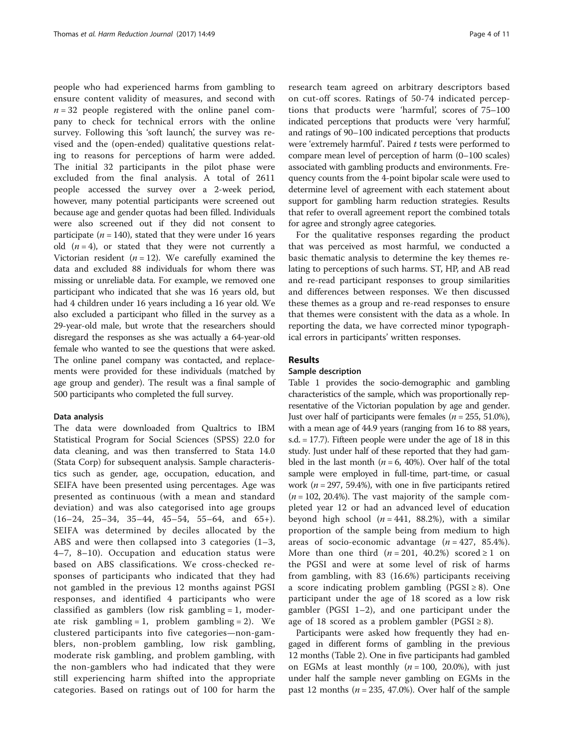people who had experienced harms from gambling to ensure content validity of measures, and second with $n = 32$ people registered with the online panel company to check for technical errors with the online survey. Following this 'soft launch', the survey was revised and the (open-ended) qualitative questions relating to reasons for perceptions of harm were added. The initial 32 participants in the pilot phase were excluded from the final analysis. A total of 2611 people accessed the survey over a 2-week period, however, many potential participants were screened out because age and gender quotas had been filled. Individuals were also screened out if they did not consent to participate ($n = 140$), stated that they were under 16 years old ($n = 4$), or stated that they were not currently a Victorian resident ($n = 12$). We carefully examined the data and excluded 88 individuals for whom there was missing or unreliable data. For example, we removed one participant who indicated that she was 16 years old, but had 4 children under 16 years including a 16 year old. We also excluded a participant who filled in the survey as a 29-year-old male, but wrote that the researchers should disregard the responses as she was actually a 64-year-old female who wanted to see the questions that were asked. The online panel company was contacted, and replacements were provided for these individuals (matched by age group and gender). The result was a final sample of 500 participants who completed the full survey.

### Data analysis

The data were downloaded from Qualtrics to IBM Statistical Program for Social Sciences (SPSS) 22.0 for data cleaning, and was then transferred to Stata 14.0 (Stata Corp) for subsequent analysis. Sample characteristics such as gender, age, occupation, education, and SEIFA have been presented using percentages. Age was presented as continuous (with a mean and standard deviation) and was also categorised into age groups (16–24, 25–34, 35–44, 45–54, 55–64, and 65+). SEIFA was determined by deciles allocated by the ABS and were then collapsed into 3 categories (1–3, 4–7, 8–10). Occupation and education status were based on ABS classifications. We cross-checked responses of participants who indicated that they had not gambled in the previous 12 months against PGSI responses, and identified 4 participants who were classified as gamblers (low risk gambling = 1, moderate risk gambling = 1, problem gambling = 2). We clustered participants into five categories—non-gamblers, non-problem gambling, low risk gambling, moderate risk gambling, and problem gambling, with the non-gamblers who had indicated that they were still experiencing harm shifted into the appropriate categories. Based on ratings out of 100 for harm the research team agreed on arbitrary descriptors based on cut-off scores. Ratings of 50-74 indicated perceptions that products were 'harmful', scores of 75–100 indicated perceptions that products were 'very harmful', and ratings of 90–100 indicated perceptions that products were 'extremely harmful'. Paired *t* tests were performed to compare mean level of perception of harm (0–100 scales) associated with gambling products and environments. Frequency counts from the 4-point bipolar scale were used to determine level of agreement with each statement about support for gambling harm reduction strategies. Results that refer to overall agreement report the combined totals for agree and strongly agree categories.

For the qualitative responses regarding the product that was perceived as most harmful, we conducted a basic thematic analysis to determine the key themes relating to perceptions of such harms. ST, HP, and AB read and re-read participant responses to group similarities and differences between responses. We then discussed these themes as a group and re-read responses to ensure that themes were consistent with the data as a whole. In reporting the data, we have corrected minor typographical errors in participants' written responses.

## Results

### Sample description

Table 1 provides the socio-demographic and gambling characteristics of the sample, which was proportionally representative of the Victorian population by age and gender. Just over half of participants were females ($n = 255$, 51.0%), with a mean age of 44.9 years (ranging from 16 to 88 years, s.d. = 17.7). Fifteen people were under the age of 18 in this study. Just under half of these reported that they had gambled in the last month ($n = 6$, 40%). Over half of the total sample were employed in full-time, part-time, or casual work ($n = 297$, 59.4%), with one in five participants retired ($n = 102$, 20.4%). The vast majority of the sample completed year 12 or had an advanced level of education beyond high school ($n = 441$, 88.2%), with a similar proportion of the sample being from medium to high areas of socio-economic advantage ($n = 427$, 85.4%). More than one third ($n = 201$, 40.2%) scored ≥ 1 on the PGSI and were at some level of risk of harms from gambling, with 83 (16.6%) participants receiving a score indicating problem gambling (PGSI ≥ 8). One participant under the age of 18 scored as a low risk gambler (PGSI 1–2), and one participant under the age of 18 scored as a problem gambler (PGSI ≥ 8).

Participants were asked how frequently they had engaged in different forms of gambling in the previous 12 months (Table 2). One in five participants had gambled on EGMs at least monthly ($n = 100$, 20.0%), with just under half the sample never gambling on EGMs in the past 12 months ($n = 235$, 47.0%). Over half of the sample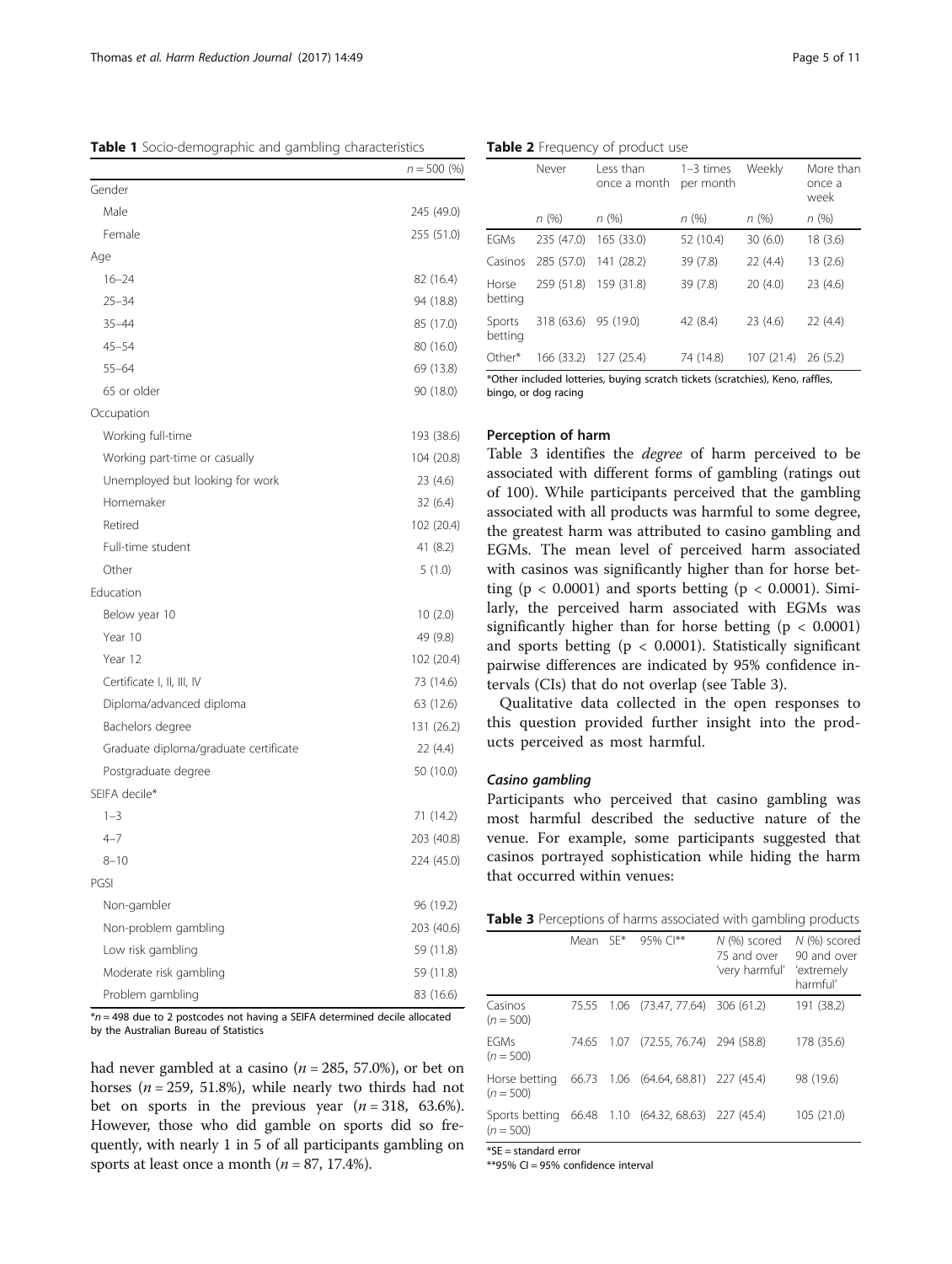**Table 1** Socio-demographic and gambling characteristics

| | $n = 500$ (%) |
|---|---|
| Gender | |
| Male | 245 (49.0) |
| Female | 255 (51.0) |
| Age | |
| 16–24 | 82 (16.4) |
| 25–34 | 94 (18.8) |
| 35–44 | 85 (17.0) |
| 45–54 | 80 (16.0) |
| 55–64 | 69 (13.8) |
| 65 or older | 90 (18.0) |
| Occupation | |
| Working full-time | 193 (38.6) |
| Working part-time or casually | 104 (20.8) |
| Unemployed but looking for work | 23 (4.6) |
| Homemaker | 32 (6.4) |
| Retired | 102 (20.4) |
| Full-time student | 41 (8.2) |
| Other | 5 (1.0) |
| Education | |
| Below year 10 | 10 (2.0) |
| Year 10 | 49 (9.8) |
| Year 12 | 102 (20.4) |
| Certificate I, II, III, IV | 73 (14.6) |
| Diploma/advanced diploma | 63 (12.6) |
| Bachelors degree | 131 (26.2) |
| Graduate diploma/graduate certificate | 22 (4.4) |
| Postgraduate degree | 50 (10.0) |
| SEIFA decile* | |
| 1–3 | 71 (14.2) |
| 4–7 | 203 (40.8) |
| 8–10 | 224 (45.0) |
| PGSI | |
| Non-gambler | 96 (19.2) |
| Non-problem gambling | 203 (40.6) |
| Low risk gambling | 59 (11.8) |
| Moderate risk gambling | 59 (11.8) |
| Problem gambling | 83 (16.6) |

*$n = 498$ due to 2 postcodes not having a SEIFA determined decile allocated by the Australian Bureau of Statistics

had never gambled at a casino ($n = 285$, 57.0%), or bet on horses ($n = 259$, 51.8%), while nearly two thirds had not bet on sports in the previous year ($n = 318$, 63.6%). However, those who did gamble on sports did so frequently, with nearly 1 in 5 of all participants gambling on sports at least once a month ($n = 87$, 17.4%).

**Table 2** Frequency of product use

| | Never | Less than once a month | 1–3 times per month | Weekly | More than once a week |
|---|---|---|---|---|---|
| | *n* (%) | *n* (%) | *n* (%) | *n* (%) | *n* (%) |
| EGMs | 235 (47.0) | 165 (33.0) | 52 (10.4) | 30 (6.0) | 18 (3.6) |
| Casinos | 285 (57.0) | 141 (28.2) | 39 (7.8) | 22 (4.4) | 13 (2.6) |
| Horse betting | 259 (51.8) | 159 (31.8) | 39 (7.8) | 20 (4.0) | 23 (4.6) |
| Sports betting | 318 (63.6) | 95 (19.0) | 42 (8.4) | 23 (4.6) | 22 (4.4) |
| Other* | 166 (33.2) | 127 (25.4) | 74 (14.8) | 107 (21.4) | 26 (5.2) |

*Other included lotteries, buying scratch tickets (scratchies), Keno, raffles, bingo, or dog racing

### Perception of harm

Table 3 identifies the *degree* of harm perceived to be associated with different forms of gambling (ratings out of 100). While participants perceived that the gambling associated with all products was harmful to some degree, the greatest harm was attributed to casino gambling and EGMs. The mean level of perceived harm associated with casinos was significantly higher than for horse betting ($p < 0.0001$) and sports betting ($p < 0.0001$). Similarly, the perceived harm associated with EGMs was significantly higher than for horse betting ($p < 0.0001$) and sports betting ($p < 0.0001$). Statistically significant pairwise differences are indicated by 95% confidence intervals (CIs) that do not overlap (see Table 3).

Qualitative data collected in the open responses to this question provided further insight into the products perceived as most harmful.

#### *Casino gambling*

Participants who perceived that casino gambling was most harmful described the seductive nature of the venue. For example, some participants suggested that casinos portrayed sophistication while hiding the harm that occurred within venues:

**Table 3** Perceptions of harms associated with gambling products

| | Mean | SE* | 95% CI** | *N* (%) scored 75 and over 'very harmful' | *N* (%) scored 90 and over 'extremely harmful' |
|---|---|---|---|---|---|
| Casinos ($n = 500$) | 75.55 | 1.06 | (73.47, 77.64) | 306 (61.2) | 191 (38.2) |
| EGMs ($n = 500$) | 74.65 | 1.07 | (72.55, 76.74) | 294 (58.8) | 178 (35.6) |
| Horse betting ($n = 500$) | 66.73 | 1.06 | (64.64, 68.81) | 227 (45.4) | 98 (19.6) |
| Sports betting ($n = 500$) | 66.48 | 1.10 | (64.32, 68.63) | 227 (45.4) | 105 (21.0) |

*SE = standard error
**95% CI = 95% confidence interval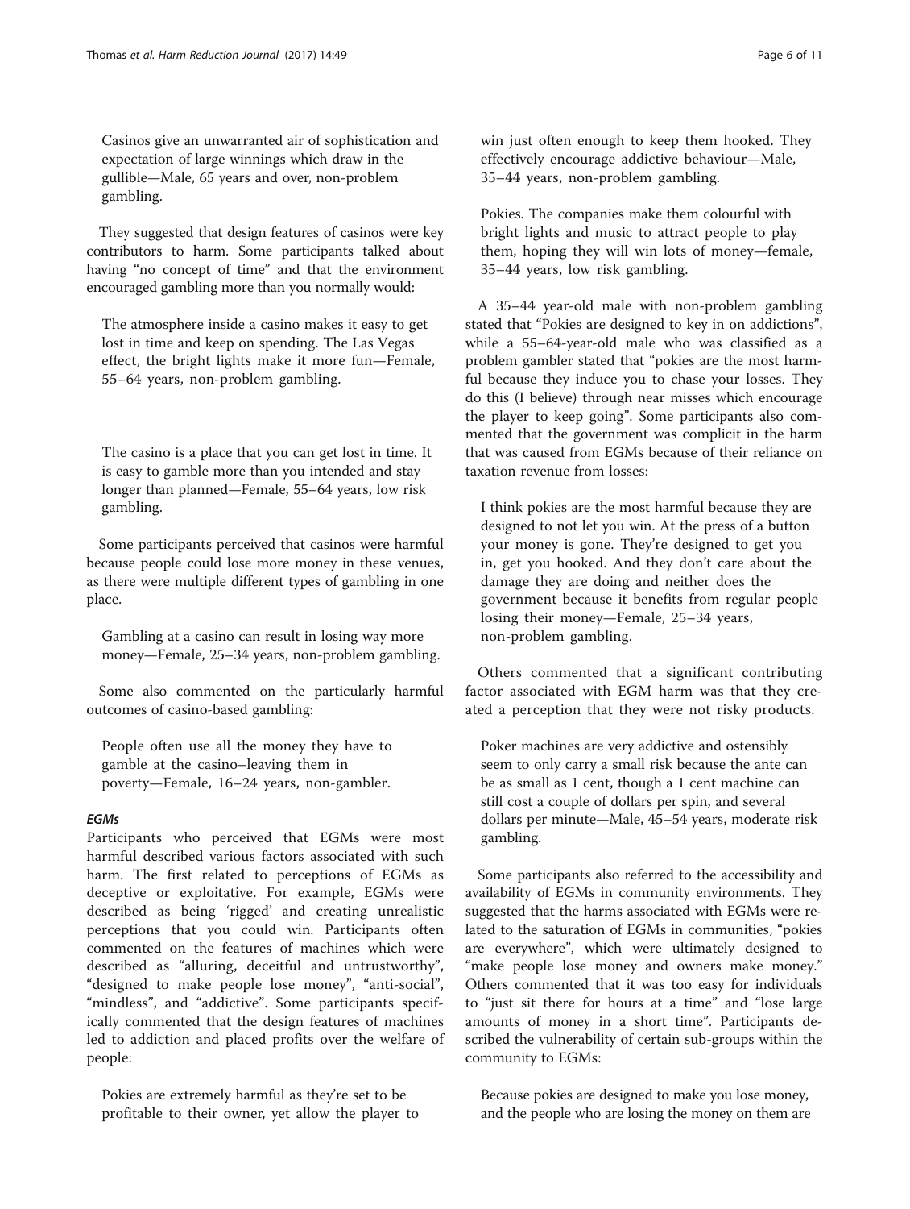Casinos give an unwarranted air of sophistication and expectation of large winnings which draw in the gullible—Male, 65 years and over, non-problem gambling.

They suggested that design features of casinos were key contributors to harm. Some participants talked about having "no concept of time" and that the environment encouraged gambling more than you normally would:

> The atmosphere inside a casino makes it easy to get lost in time and keep on spending. The Las Vegas effect, the bright lights make it more fun—Female, 55–64 years, non-problem gambling.

> The casino is a place that you can get lost in time. It is easy to gamble more than you intended and stay longer than planned—Female, 55–64 years, low risk gambling.

Some participants perceived that casinos were harmful because people could lose more money in these venues, as there were multiple different types of gambling in one place.

> Gambling at a casino can result in losing way more money—Female, 25–34 years, non-problem gambling.

Some also commented on the particularly harmful outcomes of casino-based gambling:

> People often use all the money they have to gamble at the casino–leaving them in poverty—Female, 16–24 years, non-gambler.

#### *EGMs*

Participants who perceived that EGMs were most harmful described various factors associated with such harm. The first related to perceptions of EGMs as deceptive or exploitative. For example, EGMs were described as being 'rigged' and creating unrealistic perceptions that you could win. Participants often commented on the features of machines which were described as "alluring, deceitful and untrustworthy", "designed to make people lose money", "anti-social", "mindless", and "addictive". Some participants specifically commented that the design features of machines led to addiction and placed profits over the welfare of people:

> Pokies are extremely harmful as they're set to be profitable to their owner, yet allow the player to win just often enough to keep them hooked. They effectively encourage addictive behaviour—Male, 35–44 years, non-problem gambling.

> Pokies. The companies make them colourful with bright lights and music to attract people to play them, hoping they will win lots of money—female, 35–44 years, low risk gambling.

A 35–44 year-old male with non-problem gambling stated that "Pokies are designed to key in on addictions", while a 55–64-year-old male who was classified as a problem gambler stated that "pokies are the most harmful because they induce you to chase your losses. They do this (I believe) through near misses which encourage the player to keep going". Some participants also commented that the government was complicit in the harm that was caused from EGMs because of their reliance on taxation revenue from losses:

> I think pokies are the most harmful because they are designed to not let you win. At the press of a button your money is gone. They're designed to get you in, get you hooked. And they don't care about the damage they are doing and neither does the government because it benefits from regular people losing their money—Female, 25–34 years, non-problem gambling.

Others commented that a significant contributing factor associated with EGM harm was that they created a perception that they were not risky products.

> Poker machines are very addictive and ostensibly seem to only carry a small risk because the ante can be as small as 1 cent, though a 1 cent machine can still cost a couple of dollars per spin, and several dollars per minute—Male, 45–54 years, moderate risk gambling.

Some participants also referred to the accessibility and availability of EGMs in community environments. They suggested that the harms associated with EGMs were related to the saturation of EGMs in communities, "pokies are everywhere", which were ultimately designed to "make people lose money and owners make money." Others commented that it was too easy for individuals to "just sit there for hours at a time" and "lose large amounts of money in a short time". Participants described the vulnerability of certain sub-groups within the community to EGMs:

> Because pokies are designed to make you lose money, and the people who are losing the money on them are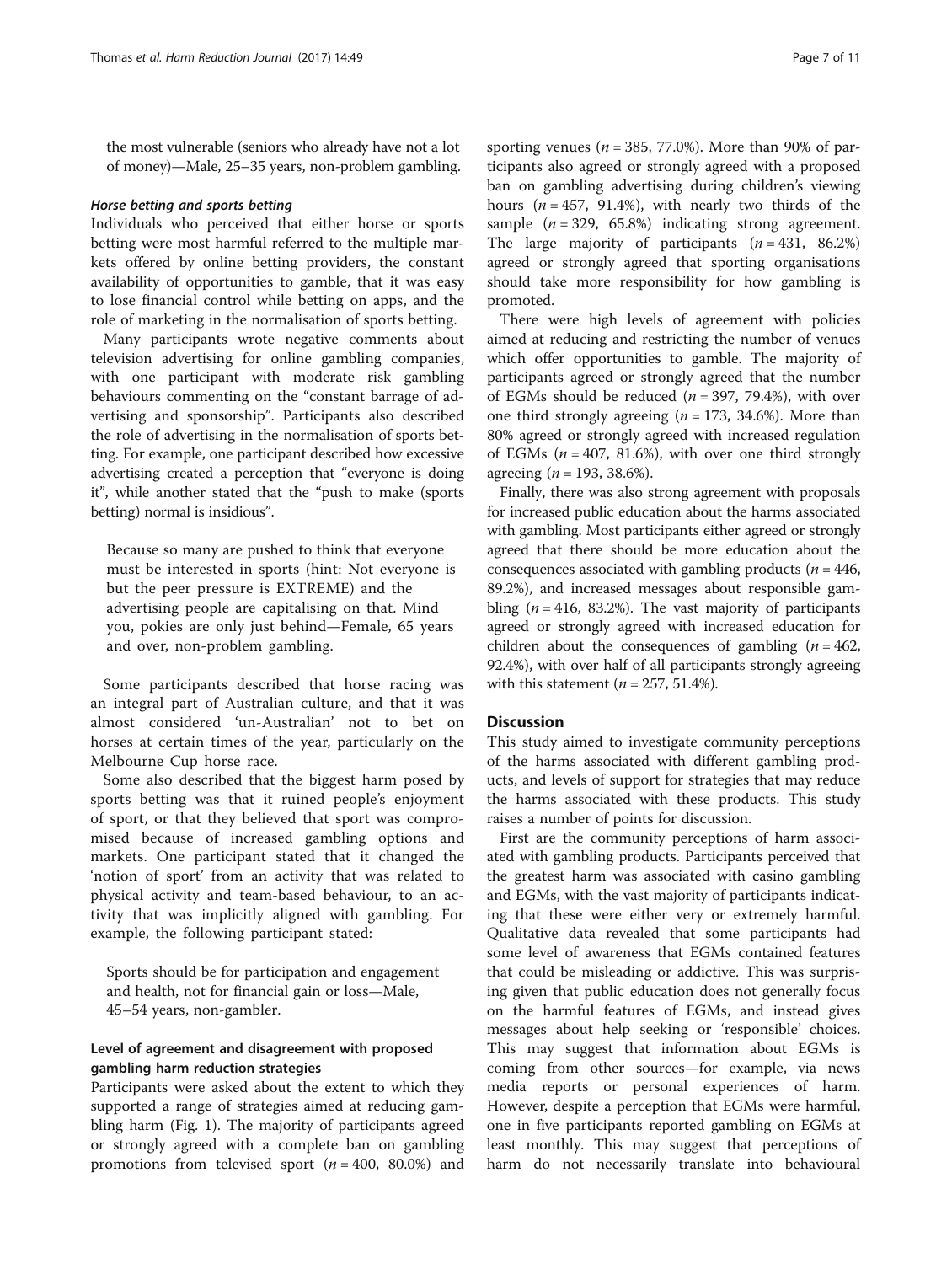the most vulnerable (seniors who already have not a lot of money)—Male, 25–35 years, non-problem gambling.

#### *Horse betting and sports betting*

Individuals who perceived that either horse or sports betting were most harmful referred to the multiple markets offered by online betting providers, the constant availability of opportunities to gamble, that it was easy to lose financial control while betting on apps, and the role of marketing in the normalisation of sports betting.

Many participants wrote negative comments about television advertising for online gambling companies, with one participant with moderate risk gambling behaviours commenting on the "constant barrage of advertising and sponsorship". Participants also described the role of advertising in the normalisation of sports betting. For example, one participant described how excessive advertising created a perception that "everyone is doing it", while another stated that the "push to make (sports betting) normal is insidious".

> Because so many are pushed to think that everyone must be interested in sports (hint: Not everyone is but the peer pressure is EXTREME) and the advertising people are capitalising on that. Mind you, pokies are only just behind—Female, 65 years and over, non-problem gambling.

Some participants described that horse racing was an integral part of Australian culture, and that it was almost considered 'un-Australian' not to bet on horses at certain times of the year, particularly on the Melbourne Cup horse race.

Some also described that the biggest harm posed by sports betting was that it ruined people's enjoyment of sport, or that they believed that sport was compromised because of increased gambling options and markets. One participant stated that it changed the 'notion of sport' from an activity that was related to physical activity and team-based behaviour, to an activity that was implicitly aligned with gambling. For example, the following participant stated:

> Sports should be for participation and engagement and health, not for financial gain or loss—Male, 45–54 years, non-gambler.

### Level of agreement and disagreement with proposed gambling harm reduction strategies

Participants were asked about the extent to which they supported a range of strategies aimed at reducing gambling harm (Fig. 1). The majority of participants agreed or strongly agreed with a complete ban on gambling promotions from televised sport ($n = 400$, 80.0%) and sporting venues ($n = 385$, 77.0%). More than 90% of participants also agreed or strongly agreed with a proposed ban on gambling advertising during children's viewing hours ($n = 457$, 91.4%), with nearly two thirds of the sample ($n = 329$, 65.8%) indicating strong agreement. The large majority of participants ($n = 431$, 86.2%) agreed or strongly agreed that sporting organisations should take more responsibility for how gambling is promoted.

There were high levels of agreement with policies aimed at reducing and restricting the number of venues which offer opportunities to gamble. The majority of participants agreed or strongly agreed that the number of EGMs should be reduced ($n = 397$, 79.4%), with over one third strongly agreeing ($n = 173$, 34.6%). More than 80% agreed or strongly agreed with increased regulation of EGMs ($n = 407$, 81.6%), with over one third strongly agreeing ($n = 193$, 38.6%).

Finally, there was also strong agreement with proposals for increased public education about the harms associated with gambling. Most participants either agreed or strongly agreed that there should be more education about the consequences associated with gambling products ($n = 446$, 89.2%), and increased messages about responsible gambling ($n = 416$, 83.2%). The vast majority of participants agreed or strongly agreed with increased education for children about the consequences of gambling ($n = 462$, 92.4%), with over half of all participants strongly agreeing with this statement ($n = 257$, 51.4%).

## Discussion

This study aimed to investigate community perceptions of the harms associated with different gambling products, and levels of support for strategies that may reduce the harms associated with these products. This study raises a number of points for discussion.

First are the community perceptions of harm associated with gambling products. Participants perceived that the greatest harm was associated with casino gambling and EGMs, with the vast majority of participants indicating that these were either very or extremely harmful. Qualitative data revealed that some participants had some level of awareness that EGMs contained features that could be misleading or addictive. This was surprising given that public education does not generally focus on the harmful features of EGMs, and instead gives messages about help seeking or 'responsible' choices. This may suggest that information about EGMs is coming from other sources—for example, via news media reports or personal experiences of harm. However, despite a perception that EGMs were harmful, one in five participants reported gambling on EGMs at least monthly. This may suggest that perceptions of harm do not necessarily translate into behavioural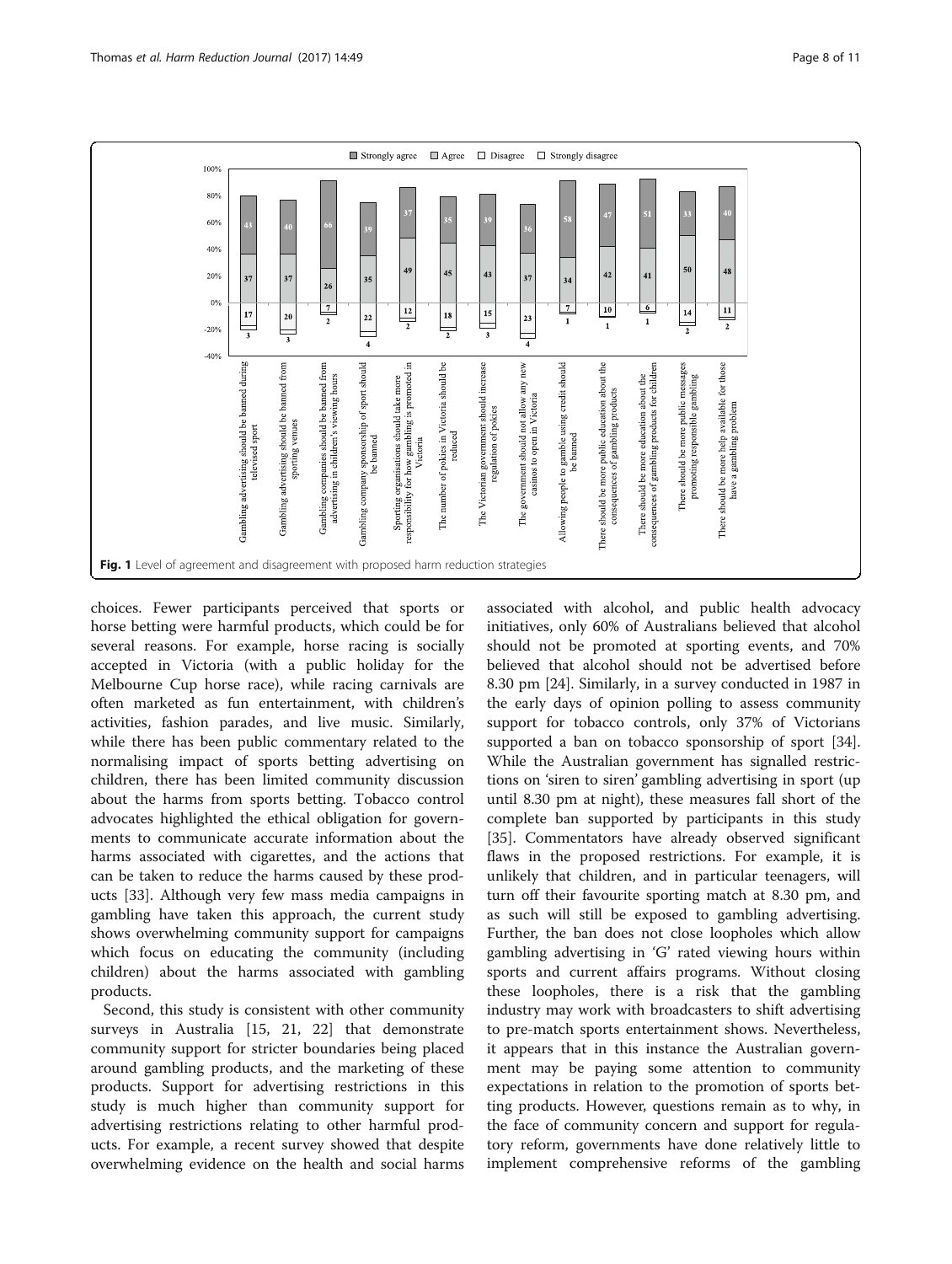Fig. 1 Level of agreement and disagreement with proposed harm reduction strategies

choices. Fewer participants perceived that sports or horse betting were harmful products, which could be for several reasons. For example, horse racing is socially accepted in Victoria (with a public holiday for the Melbourne Cup horse race), while racing carnivals are often marketed as fun entertainment, with children's activities, fashion parades, and live music. Similarly, while there has been public commentary related to the normalising impact of sports betting advertising on children, there has been limited community discussion about the harms from sports betting. Tobacco control advocates highlighted the ethical obligation for governments to communicate accurate information about the harms associated with cigarettes, and the actions that can be taken to reduce the harms caused by these products [33]. Although very few mass media campaigns in gambling have taken this approach, the current study shows overwhelming community support for campaigns which focus on educating the community (including children) about the harms associated with gambling products.

Second, this study is consistent with other community surveys in Australia [15, 21, 22] that demonstrate community support for stricter boundaries being placed around gambling products, and the marketing of these products. Support for advertising restrictions in this study is much higher than community support for advertising restrictions relating to other harmful products. For example, a recent survey showed that despite overwhelming evidence on the health and social harms associated with alcohol, and public health advocacy initiatives, only 60% of Australians believed that alcohol should not be promoted at sporting events, and 70% believed that alcohol should not be advertised before 8.30 pm [24]. Similarly, in a survey conducted in 1987 in the early days of opinion polling to assess community support for tobacco controls, only 37% of Victorians supported a ban on tobacco sponsorship of sport [34]. While the Australian government has signalled restrictions on 'siren to siren' gambling advertising in sport (up until 8.30 pm at night), these measures fall short of the complete ban supported by participants in this study [35]. Commentators have already observed significant flaws in the proposed restrictions. For example, it is unlikely that children, and in particular teenagers, will turn off their favourite sporting match at 8.30 pm, and as such will still be exposed to gambling advertising. Further, the ban does not close loopholes which allow gambling advertising in 'G' rated viewing hours within sports and current affairs programs. Without closing these loopholes, there is a risk that the gambling industry may work with broadcasters to shift advertising to pre-match sports entertainment shows. Nevertheless, it appears that in this instance the Australian government may be paying some attention to community expectations in relation to the promotion of sports betting products. However, questions remain as to why, in the face of community concern and support for regulatory reform, governments have done relatively little to implement comprehensive reforms of the gambling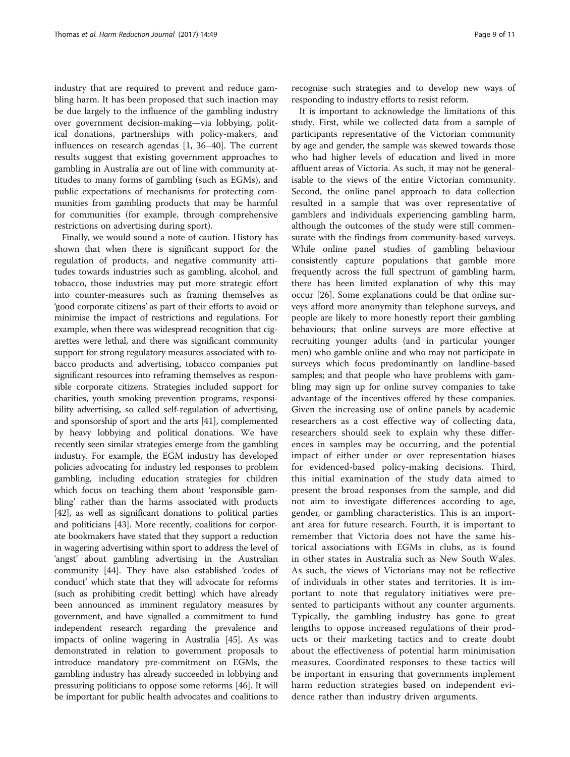industry that are required to prevent and reduce gambling harm. It has been proposed that such inaction may be due largely to the influence of the gambling industry over government decision-making—via lobbying, political donations, partnerships with policy-makers, and influences on research agendas [1, 36–40]. The current results suggest that existing government approaches to gambling in Australia are out of line with community attitudes to many forms of gambling (such as EGMs), and public expectations of mechanisms for protecting communities from gambling products that may be harmful for communities (for example, through comprehensive restrictions on advertising during sport).

Finally, we would sound a note of caution. History has shown that when there is significant support for the regulation of products, and negative community attitudes towards industries such as gambling, alcohol, and tobacco, those industries may put more strategic effort into counter-measures such as framing themselves as 'good corporate citizens' as part of their efforts to avoid or minimise the impact of restrictions and regulations. For example, when there was widespread recognition that cigarettes were lethal, and there was significant community support for strong regulatory measures associated with tobacco products and advertising, tobacco companies put significant resources into reframing themselves as responsible corporate citizens. Strategies included support for charities, youth smoking prevention programs, responsibility advertising, so called self-regulation of advertising, and sponsorship of sport and the arts [41], complemented by heavy lobbying and political donations. We have recently seen similar strategies emerge from the gambling industry. For example, the EGM industry has developed policies advocating for industry led responses to problem gambling, including education strategies for children which focus on teaching them about 'responsible gambling' rather than the harms associated with products [42], as well as significant donations to political parties and politicians [43]. More recently, coalitions for corporate bookmakers have stated that they support a reduction in wagering advertising within sport to address the level of 'angst' about gambling advertising in the Australian community [44]. They have also established 'codes of conduct' which state that they will advocate for reforms (such as prohibiting credit betting) which have already been announced as imminent regulatory measures by government, and have signalled a commitment to fund independent research regarding the prevalence and impacts of online wagering in Australia [45]. As was demonstrated in relation to government proposals to introduce mandatory pre-commitment on EGMs, the gambling industry has already succeeded in lobbying and pressuring politicians to oppose some reforms [46]. It will be important for public health advocates and coalitions to recognise such strategies and to develop new ways of responding to industry efforts to resist reform.

It is important to acknowledge the limitations of this study. First, while we collected data from a sample of participants representative of the Victorian community by age and gender, the sample was skewed towards those who had higher levels of education and lived in more affluent areas of Victoria. As such, it may not be generalisable to the views of the entire Victorian community. Second, the online panel approach to data collection resulted in a sample that was over representative of gamblers and individuals experiencing gambling harm, although the outcomes of the study were still commensurate with the findings from community-based surveys. While online panel studies of gambling behaviour consistently capture populations that gamble more frequently across the full spectrum of gambling harm, there has been limited explanation of why this may occur [26]. Some explanations could be that online surveys afford more anonymity than telephone surveys, and people are likely to more honestly report their gambling behaviours; that online surveys are more effective at recruiting younger adults (and in particular younger men) who gamble online and who may not participate in surveys which focus predominantly on landline-based samples; and that people who have problems with gambling may sign up for online survey companies to take advantage of the incentives offered by these companies. Given the increasing use of online panels by academic researchers as a cost effective way of collecting data, researchers should seek to explain why these differences in samples may be occurring, and the potential impact of either under or over representation biases for evidenced-based policy-making decisions. Third, this initial examination of the study data aimed to present the broad responses from the sample, and did not aim to investigate differences according to age, gender, or gambling characteristics. This is an important area for future research. Fourth, it is important to remember that Victoria does not have the same historical associations with EGMs in clubs, as is found in other states in Australia such as New South Wales. As such, the views of Victorians may not be reflective of individuals in other states and territories. It is important to note that regulatory initiatives were presented to participants without any counter arguments. Typically, the gambling industry has gone to great lengths to oppose increased regulations of their products or their marketing tactics and to create doubt about the effectiveness of potential harm minimisation measures. Coordinated responses to these tactics will be important in ensuring that governments implement harm reduction strategies based on independent evidence rather than industry driven arguments.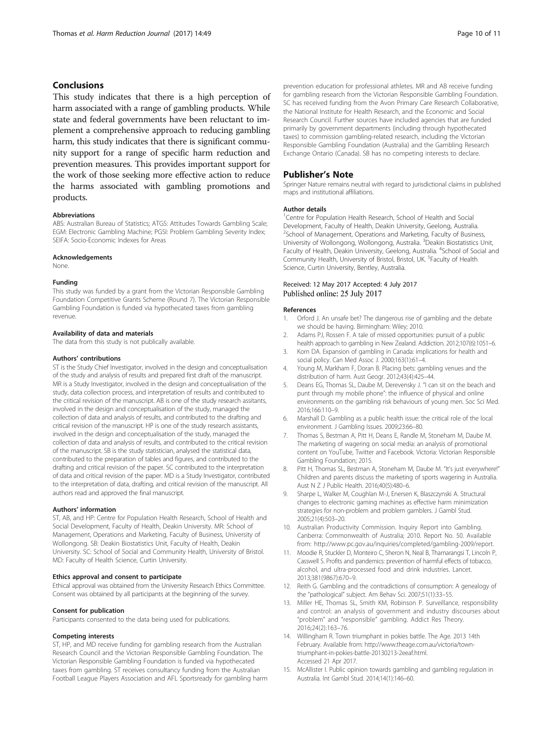## Conclusions

This study indicates that there is a high perception of harm associated with a range of gambling products. While state and federal governments have been reluctant to implement a comprehensive approach to reducing gambling harm, this study indicates that there is significant community support for a range of specific harm reduction and prevention measures. This provides important support for the work of those seeking more effective action to reduce the harms associated with gambling promotions and products.

#### Abbreviations

ABS: Australian Bureau of Statistics; ATGS: Attitudes Towards Gambling Scale; EGM: Electronic Gambling Machine; PGSI: Problem Gambling Severity Index; SEIFA: Socio-Economic Indexes for Areas

#### Acknowledgements

None.

#### Funding

This study was funded by a grant from the Victorian Responsible Gambling Foundation Competitive Grants Scheme (Round 7). The Victorian Responsible Gambling Foundation is funded via hypothecated taxes from gambling revenue.

#### Availability of data and materials

The data from this study is not publically available.

#### Authors' contributions

ST is the Study Chief Investigator, involved in the design and conceptualisation of the study and analysis of results and prepared first draft of the manuscript. MR is a Study Investigator, involved in the design and conceptualisation of the study, data collection process, and interpretation of results and contributed to the critical revision of the manuscript. AB is one of the study research assitants, involved in the design and conceptualisation of the study, managed the collection of data and analysis of results, and contributed to the drafting and critical revision of the manuscript. HP is one of the study research assistants, involved in the design and conceptualisation of the study, managed the collection of data and analysis of results, and contributed to the critical revision of the manuscript. SB is the study statistician, analysed the statistical data, contributed to the preparation of tables and figures, and contributed to the drafting and critical revision of the paper. SC contributed to the interpretation of data and critical revision of the paper. MD is a Study Investigator, contributed to the interpretation of data, drafting, and critical revision of the manuscript. All authors read and approved the final manuscript.

#### Authors' information

ST, AB, and HP: Centre for Population Health Research, School of Health and Social Development, Faculty of Health, Deakin University. MR: School of Management, Operations and Marketing, Faculty of Business, University of Wollongong. SB: Deakin Biostatistics Unit, Faculty of Health, Deakin University. SC: School of Social and Community Health, University of Bristol. MD: Faculty of Health Science, Curtin University.

#### Ethics approval and consent to participate

Ethical approval was obtained from the University Research Ethics Committee. Consent was obtained by all participants at the beginning of the survey.

#### Consent for publication

Participants consented to the data being used for publications.

#### Competing interests

ST, HP, and MD receive funding for gambling research from the Australian Research Council and the Victorian Responsible Gambling Foundation. The Victorian Responsible Gambling Foundation is funded via hypothecated taxes from gambling. ST receives consultancy funding from the Australian Football League Players Association and AFL Sportsready for gambling harm prevention education for professional athletes. MR and AB receive funding for gambling research from the Victorian Responsible Gambling Foundation. SC has received funding from the Avon Primary Care Research Collaborative, the National Institute for Health Research, and the Economic and Social Research Council. Further sources have included agencies that are funded primarily by government departments (including through hypothecated taxes) to commission gambling-related research, including the Victorian Responsible Gambling Foundation (Australia) and the Gambling Research Exchange Ontario (Canada). SB has no competing interests to declare.

## Publisher's Note

Springer Nature remains neutral with regard to jurisdictional claims in published maps and institutional affiliations.

#### Author details

[1]Centre for Population Health Research, School of Health and Social Development, Faculty of Health, Deakin University, Geelong, Australia. [2]School of Management, Operations and Marketing, Faculty of Business, University of Wollongong, Wollongong, Australia. [3]Deakin Biostatistics Unit, Faculty of Health, Deakin University, Geelong, Australia. [4]School of Social and Community Health, University of Bristol, Bristol, UK. [5]Faculty of Health Science, Curtin University, Bentley, Australia.

Received: 12 May 2017 Accepted: 4 July 2017
Published online: 25 July 2017

#### References

1. Orford J. An unsafe bet? The dangerous rise of gambling and the debate we should be having. Birmingham: Wiley; 2010.
2. Adams PJ, Rossen F. A tale of missed opportunities: pursuit of a public health approach to gambling in New Zealand. Addiction. 2012;107(6):1051–6.
3. Korn DA. Expansion of gambling in Canada: implications for health and social policy. Can Med Assoc J. 2000;163(1):61–4.
4. Young M, Markham F, Doran B. Placing bets: gambling venues and the distribution of harm. Aust Geogr. 2012;43(4):425–44.
5. Deans EG, Thomas SL, Daube M, Derevensky J. "I can sit on the beach and punt through my mobile phone": the influence of physical and online environments on the gambling risk behaviours of young men. Soc Sci Med. 2016;166:110–9.
6. Marshall D. Gambling as a public health issue: the critical role of the local environment. J Gambling Issues. 2009;23:66–80.
7. Thomas S, Bestman A, Pitt H, Deans E, Randle M, Stoneham M, Daube M. The marketing of wagering on social media: an analysis of promotional content on YouTube, Twitter and Facebook. Victoria: Victorian Responsible Gambling Foundation; 2015.
8. Pitt H, Thomas SL, Bestman A, Stoneham M, Daube M. "It's just everywhere!" Children and parents discuss the marketing of sports wagering in Australia. Aust N Z J Public Health. 2016;40(5):480–6.
9. Sharpe L, Walker M, Coughlan M-J, Enersen K, Blaszczynski A. Structural changes to electronic gaming machines as effective harm minimization strategies for non-problem and problem gamblers. J Gambl Stud. 2005;21(4):503–20.
10. Australian Productivity Commission. Inquiry Report into Gambling. Canberra: Commonwealth of Australia; 2010. Report No. 50. Available from: http://www.pc.gov.au/inquiries/completed/gambling-2009/report.
11. Moodie R, Stuckler D, Monteiro C, Sheron N, Neal B, Thamarangsi T, Lincoln P, Casswell S. Profits and pandemics: prevention of harmful effects of tobacco, alcohol, and ultra-processed food and drink industries. Lancet. 2013;381(9867):670–9.
12. Reith G. Gambling and the contradictions of consumption: A genealogy of the "pathological" subject. Am Behav Sci. 2007;51(1):33–55.
13. Miller HE, Thomas SL, Smith KM, Robinson P. Surveillance, responsibility and control: an analysis of government and industry discourses about "problem" and "responsible" gambling. Addict Res Theory. 2016;24(2):163–76.
14. Willingham R. Town triumphant in pokies battle. The Age. 2013 14th February. Available from: http://www.theage.com.au/victoria/town-triumphant-in-pokies-battle-20130213-2eeaf.html. Accessed 21 Apr 2017.
15. McAllister I. Public opinion towards gambling and gambling regulation in Australia. Int Gambl Stud. 2014;14(1):146–60.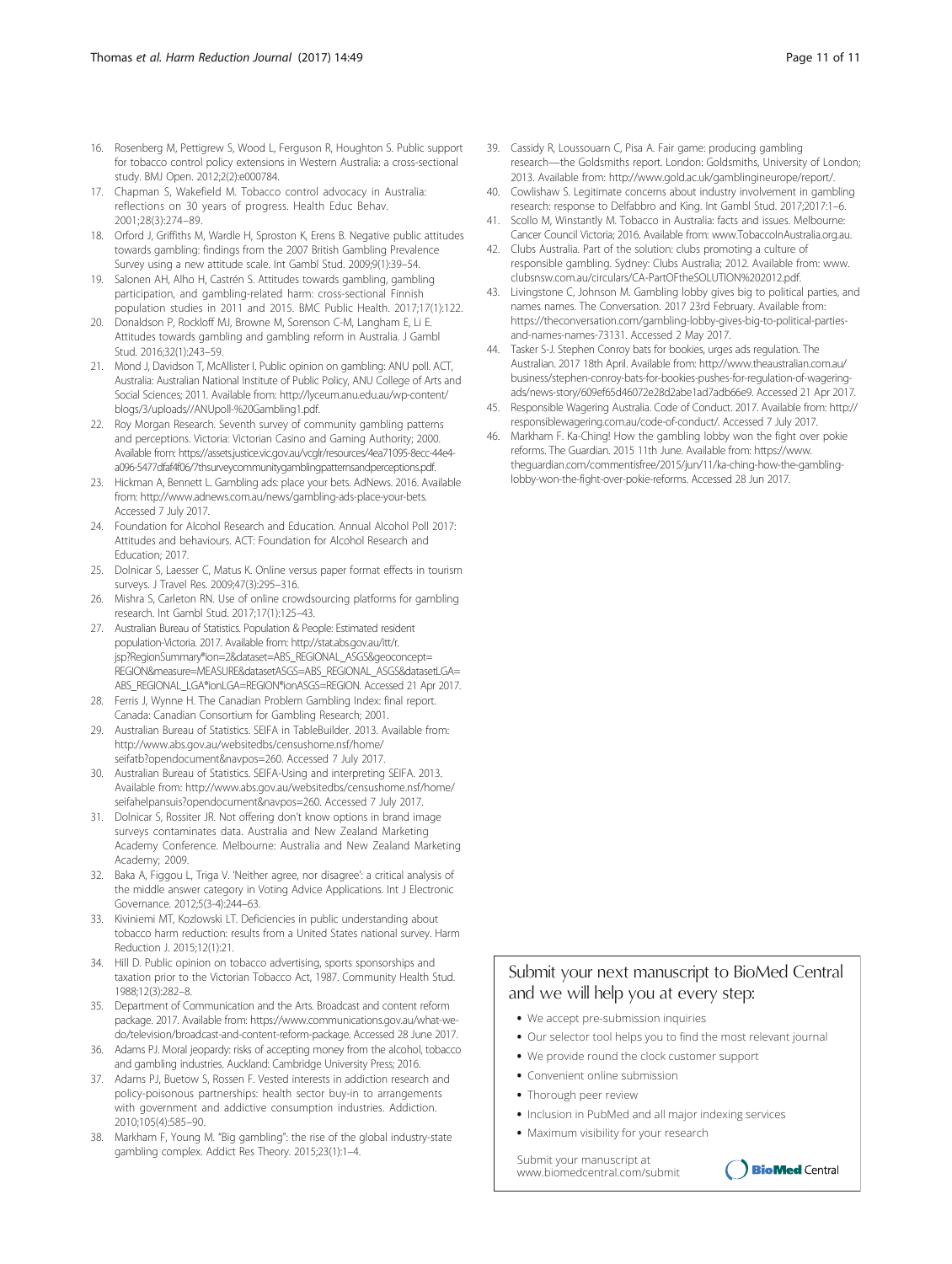16. Rosenberg M, Pettigrew S, Wood L, Ferguson R, Houghton S. Public support for tobacco control policy extensions in Western Australia: a cross-sectional study. BMJ Open. 2012;2(2):e000784.
17. Chapman S, Wakefield M. Tobacco control advocacy in Australia: reflections on 30 years of progress. Health Educ Behav. 2001;28(3):274–89.
18. Orford J, Griffiths M, Wardle H, Sproston K, Erens B. Negative public attitudes towards gambling: findings from the 2007 British Gambling Prevalence Survey using a new attitude scale. Int Gambl Stud. 2009;9(1):39–54.
19. Salonen AH, Alho H, Castrén S. Attitudes towards gambling, gambling participation, and gambling-related harm: cross-sectional Finnish population studies in 2011 and 2015. BMC Public Health. 2017;17(1):122.
20. Donaldson P, Rockloff MJ, Browne M, Sorenson C-M, Langham E, Li E. Attitudes towards gambling and gambling reform in Australia. J Gambl Stud. 2016;32(1):243–59.
21. Mond J, Davidson T, McAllister I. Public opinion on gambling: ANU poll. ACT, Australia: Australian National Institute of Public Policy, ANU College of Arts and Social Sciences; 2011. Available from: http://lyceum.anu.edu.au/wp-content/blogs/3/uploads//ANUpoll-%20Gambling1.pdf.
22. Roy Morgan Research. Seventh survey of community gambling patterns and perceptions. Victoria: Victorian Casino and Gaming Authority; 2000. Available from: https://assets.justice.vic.gov.au/vcglr/resources/4ea71095-8ecc-44e4-a096-5477dfaf4f06/7thsurveycommunitygamblingpatternsandperceptions.pdf.
23. Hickman A, Bennett L. Gambling ads: place your bets. AdNews. 2016. Available from: http://www.adnews.com.au/news/gambling-ads-place-your-bets. Accessed 7 July 2017.
24. Foundation for Alcohol Research and Education. Annual Alcohol Poll 2017: Attitudes and behaviours. ACT: Foundation for Alcohol Research and Education; 2017.
25. Dolnicar S, Laesser C, Matus K. Online versus paper format effects in tourism surveys. J Travel Res. 2009;47(3):295–316.
26. Mishra S, Carleton RN. Use of online crowdsourcing platforms for gambling research. Int Gambl Stud. 2017;17(1):125–43.
27. Australian Bureau of Statistics. Population & People: Estimated resident population-Victoria. 2017. Available from: http://stat.abs.gov.au/itt/r.jsp?RegionSummary&region=2&dataset=ABS_REGIONAL_ASGS&geoconcept=REGION&measure=MEASURE&datasetASGS=ABS_REGIONAL_ASGS&datasetLGA=ABS_REGIONAL_LGA&regionLGA=REGION&regionASGS=REGION. Accessed 21 Apr 2017.
28. Ferris J, Wynne H. The Canadian Problem Gambling Index: final report. Canada: Canadian Consortium for Gambling Research; 2001.
29. Australian Bureau of Statistics. SEIFA in TableBuilder. 2013. Available from: http://www.abs.gov.au/websitedbs/censushome.nsf/home/seifatb?opendocument&navpos=260. Accessed 7 July 2017.
30. Australian Bureau of Statistics. SEIFA-Using and interpreting SEIFA. 2013. Available from: http://www.abs.gov.au/websitedbs/censushome.nsf/home/seifahelpansuis?opendocument&navpos=260. Accessed 7 July 2017.
31. Dolnicar S, Rossiter JR. Not offering don't know options in brand image surveys contaminates data. Australia and New Zealand Marketing Academy Conference. Melbourne: Australia and New Zealand Marketing Academy; 2009.
32. Baka A, Figgou L, Triga V. 'Neither agree, nor disagree': a critical analysis of the middle answer category in Voting Advice Applications. Int J Electronic Governance. 2012;5(3-4):244–63.
33. Kiviniemi MT, Kozlowski LT. Deficiencies in public understanding about tobacco harm reduction: results from a United States national survey. Harm Reduction J. 2015;12(1):21.
34. Hill D. Public opinion on tobacco advertising, sports sponsorships and taxation prior to the Victorian Tobacco Act, 1987. Community Health Stud. 1988;12(3):282–8.
35. Department of Communication and the Arts. Broadcast and content reform package. 2017. Available from: https://www.communications.gov.au/what-we-do/television/broadcast-and-content-reform-package. Accessed 28 June 2017.
36. Adams PJ. Moral jeopardy: risks of accepting money from the alcohol, tobacco and gambling industries. Auckland: Cambridge University Press; 2016.
37. Adams PJ, Buetow S, Rossen F. Vested interests in addiction research and policy-poisonous partnerships: health sector buy-in to arrangements with government and addictive consumption industries. Addiction. 2010;105(4):585–90.
38. Markham F, Young M. "Big gambling": the rise of the global industry-state gambling complex. Addict Res Theory. 2015;23(1):1–4.
39. Cassidy R, Loussouarn C, Pisa A. Fair game: producing gambling research—the Goldsmiths report. London: Goldsmiths, University of London; 2013. Available from: http://www.gold.ac.uk/gamblingineurope/report/.
40. Cowlishaw S. Legitimate concerns about industry involvement in gambling research: response to Delfabbro and King. Int Gambl Stud. 2017;2017:1–6.
41. Scollo M, Winstantly M. Tobacco in Australia: facts and issues. Melbourne: Cancer Council Victoria; 2016. Available from: www.TobaccoInAustralia.org.au.
42. Clubs Australia. Part of the solution: clubs promoting a culture of responsible gambling. Sydney: Clubs Australia; 2012. Available from: www.clubsnsw.com.au/circulars/CA-PartOFtheSOLUTION%202012.pdf.
43. Livingstone C, Johnson M. Gambling lobby gives big to political parties, and names names. The Conversation. 2017 23rd February. Available from: https://theconversation.com/gambling-lobby-gives-big-to-political-parties-and-names-names-73131. Accessed 2 May 2017.
44. Tasker S-J. Stephen Conroy bats for bookies, urges ads regulation. The Australian. 2017 18th April. Available from: http://www.theaustralian.com.au/business/stephen-conroy-bats-for-bookies-pushes-for-regulation-of-wagering-ads/news-story/609ef65d46072e28d2abe1ad7adb66e9. Accessed 21 Apr 2017.
45. Responsible Wagering Australia. Code of Conduct. 2017. Available from: http://responsiblewagering.com.au/code-of-conduct/. Accessed 7 July 2017.
46. Markham F. Ka-Ching! How the gambling lobby won the fight over pokie reforms. The Guardian. 2015 11th June. Available from: https://www.theguardian.com/commentisfree/2015/jun/11/ka-ching-how-the-gambling-lobby-won-the-fight-over-pokie-reforms. Accessed 28 Jun 2017.

Submit your next manuscript to BioMed Central and we will help you at every step:

- We accept pre-submission inquiries
- Our selector tool helps you to find the most relevant journal
- We provide round the clock customer support
- Convenient online submission
- Thorough peer review
- Inclusion in PubMed and all major indexing services
- Maximum visibility for your research

Submit your manuscript at
www.biomedcentral.com/submit

BioMed Central